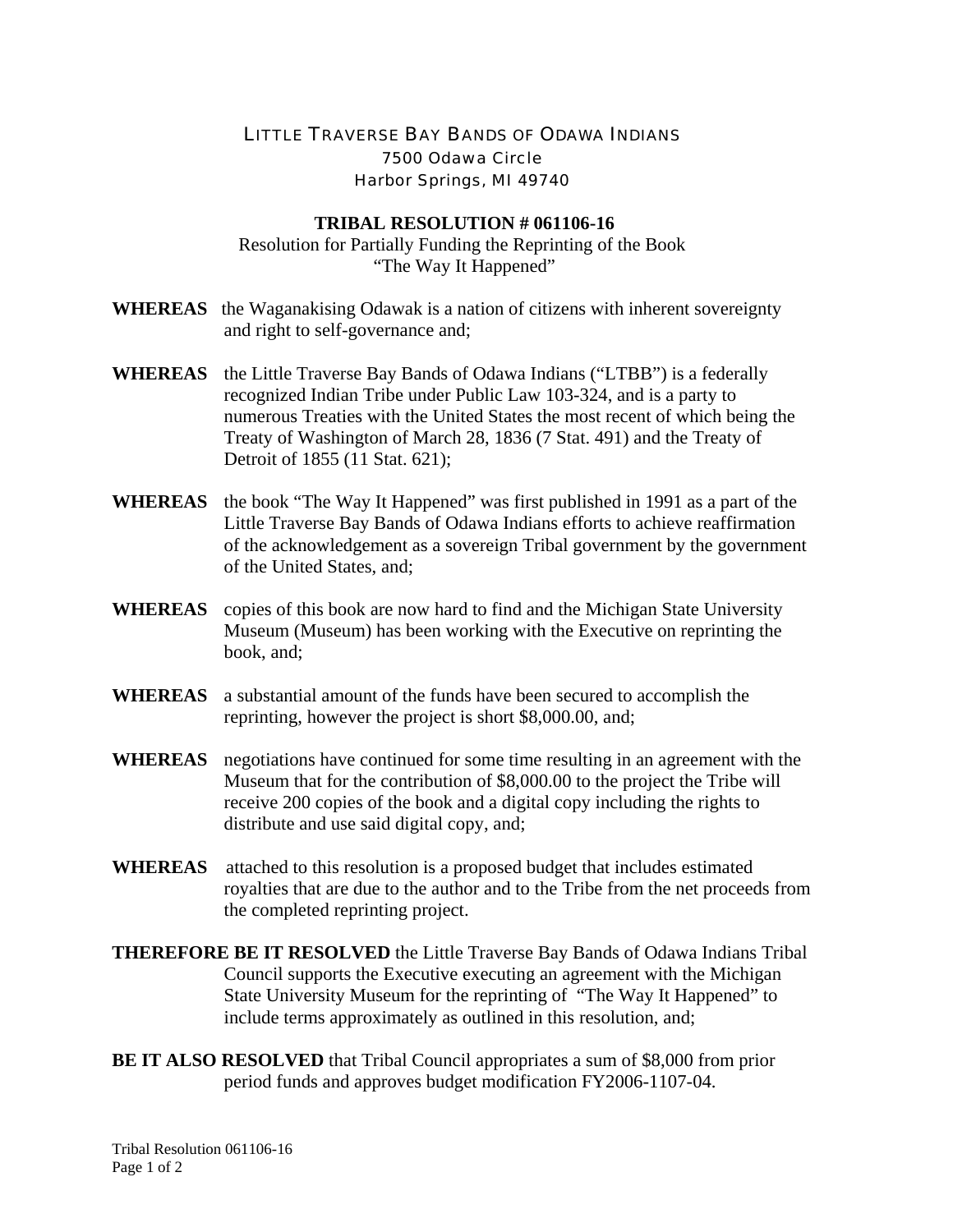# LITTLE TRAVERSE BAY BANDS OF ODAWA INDIANS

7500 Odawa Circle
Harbor Springs, MI 49740

## TRIBAL RESOLUTION # 061106-16

Resolution for Partially Funding the Reprinting of the Book
"The Way It Happened"

**WHEREAS** the Waganakising Odawak is a nation of citizens with inherent sovereignty and right to self-governance and;

**WHEREAS** the Little Traverse Bay Bands of Odawa Indians ("LTBB") is a federally recognized Indian Tribe under Public Law 103-324, and is a party to numerous Treaties with the United States the most recent of which being the Treaty of Washington of March 28, 1836 (7 Stat. 491) and the Treaty of Detroit of 1855 (11 Stat. 621);

**WHEREAS** the book "The Way It Happened" was first published in 1991 as a part of the Little Traverse Bay Bands of Odawa Indians efforts to achieve reaffirmation of the acknowledgement as a sovereign Tribal government by the government of the United States, and;

**WHEREAS** copies of this book are now hard to find and the Michigan State University Museum (Museum) has been working with the Executive on reprinting the book, and;

**WHEREAS** a substantial amount of the funds have been secured to accomplish the reprinting, however the project is short $8,000.00, and;

**WHEREAS** negotiations have continued for some time resulting in an agreement with the Museum that for the contribution of $8,000.00 to the project the Tribe will receive 200 copies of the book and a digital copy including the rights to distribute and use said digital copy, and;

**WHEREAS** attached to this resolution is a proposed budget that includes estimated royalties that are due to the author and to the Tribe from the net proceeds from the completed reprinting project.

**THEREFORE BE IT RESOLVED** the Little Traverse Bay Bands of Odawa Indians Tribal Council supports the Executive executing an agreement with the Michigan State University Museum for the reprinting of "The Way It Happened" to include terms approximately as outlined in this resolution, and;

**BE IT ALSO RESOLVED** that Tribal Council appropriates a sum of $8,000 from prior period funds and approves budget modification FY2006-1107-04.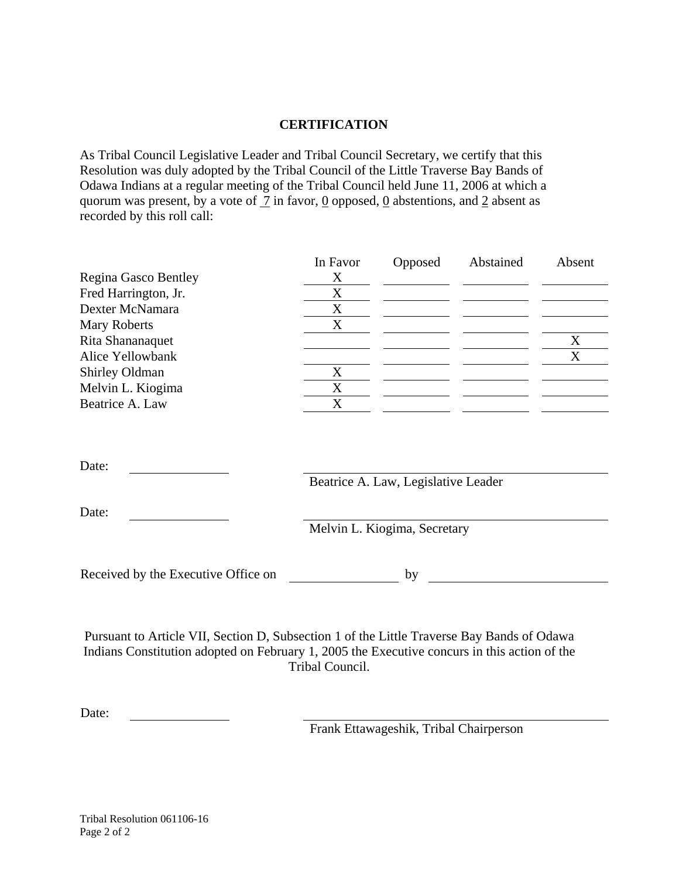**CERTIFICATION**

As Tribal Council Legislative Leader and Tribal Council Secretary, we certify that this Resolution was duly adopted by the Tribal Council of the Little Traverse Bay Bands of Odawa Indians at a regular meeting of the Tribal Council held June 11, 2006 at which a quorum was present, by a vote of 7 in favor, 0 opposed, 0 abstentions, and 2 absent as recorded by this roll call:

| | In Favor | Opposed | Abstained | Absent |
|---|---|---|---|---|
| Regina Gasco Bentley | X | | | |
| Fred Harrington, Jr. | X | | | |
| Dexter McNamara | X | | | |
| Mary Roberts | X | | | |
| Rita Shananaquet | | | | X |
| Alice Yellowbank | | | | X |
| Shirley Oldman | X | | | |
| Melvin L. Kiogima | X | | | |
| Beatrice A. Law | X | | | |

Date: ______________ ____________________________________
Beatrice A. Law, Legislative Leader

Date: ______________ ____________________________________
Melvin L. Kiogima, Secretary

Received by the Executive Office on ______________ by ______________________

Pursuant to Article VII, Section D, Subsection 1 of the Little Traverse Bay Bands of Odawa Indians Constitution adopted on February 1, 2005 the Executive concurs in this action of the Tribal Council.

Date: ______________ ____________________________________
Frank Ettawageshik, Tribal Chairperson

Tribal Resolution 061106-16